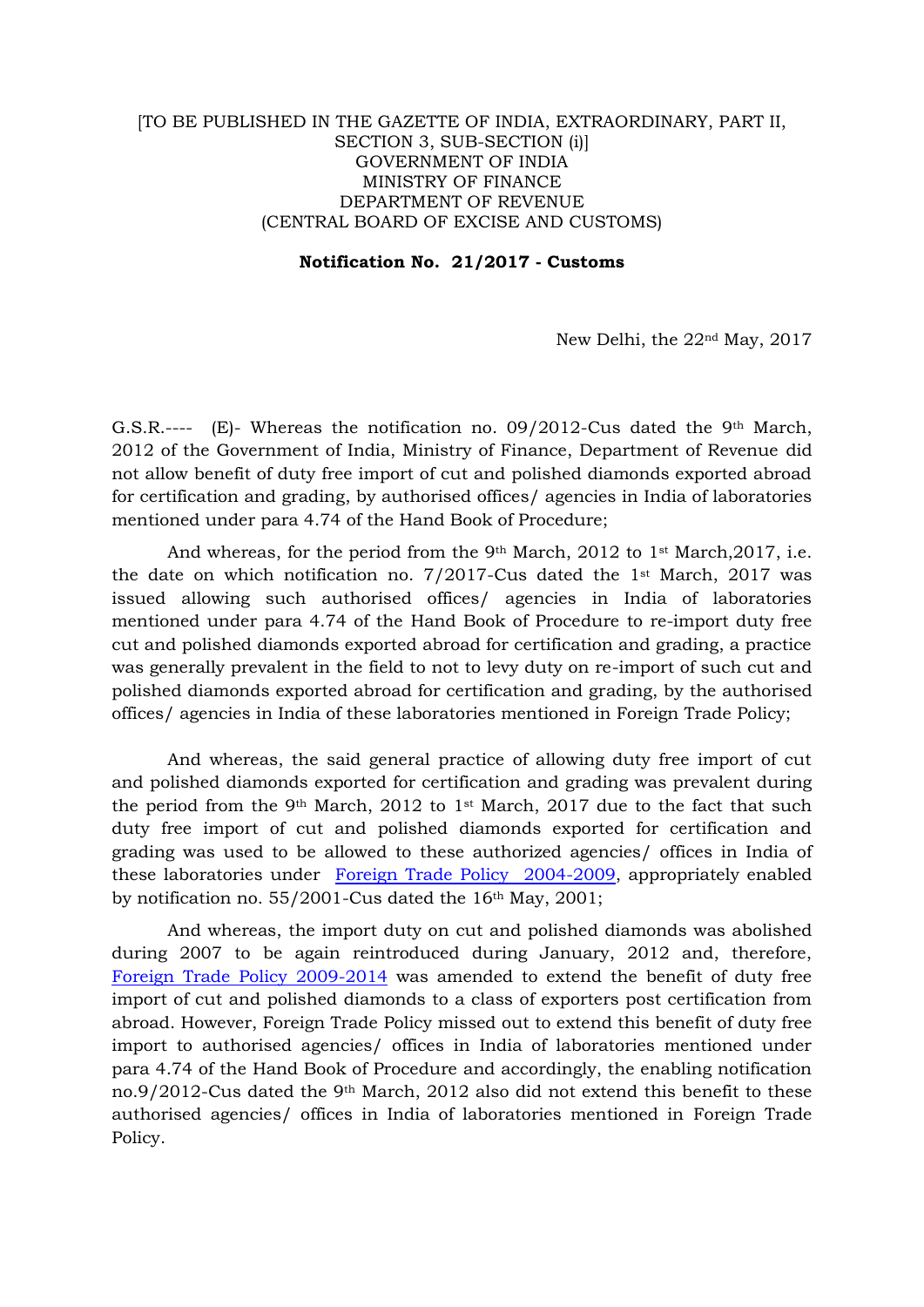[TO BE PUBLISHED IN THE GAZETTE OF INDIA, EXTRAORDINARY, PART II, SECTION 3, SUB-SECTION (i)]
GOVERNMENT OF INDIA
MINISTRY OF FINANCE
DEPARTMENT OF REVENUE
(CENTRAL BOARD OF EXCISE AND CUSTOMS)

**Notification No. 21/2017 - Customs**

New Delhi, the 22nd May, 2017

G.S.R.---- (E)- Whereas the notification no. 09/2012-Cus dated the 9th March, 2012 of the Government of India, Ministry of Finance, Department of Revenue did not allow benefit of duty free import of cut and polished diamonds exported abroad for certification and grading, by authorised offices/ agencies in India of laboratories mentioned under para 4.74 of the Hand Book of Procedure;

And whereas, for the period from the 9th March, 2012 to 1st March,2017, i.e. the date on which notification no. 7/2017-Cus dated the 1st March, 2017 was issued allowing such authorised offices/ agencies in India of laboratories mentioned under para 4.74 of the Hand Book of Procedure to re-import duty free cut and polished diamonds exported abroad for certification and grading, a practice was generally prevalent in the field to not to levy duty on re-import of such cut and polished diamonds exported abroad for certification and grading, by the authorised offices/ agencies in India of these laboratories mentioned in Foreign Trade Policy;

And whereas, the said general practice of allowing duty free import of cut and polished diamonds exported for certification and grading was prevalent during the period from the 9th March, 2012 to 1st March, 2017 due to the fact that such duty free import of cut and polished diamonds exported for certification and grading was used to be allowed to these authorized agencies/ offices in India of these laboratories under Foreign Trade Policy 2004-2009, appropriately enabled by notification no. 55/2001-Cus dated the 16th May, 2001;

And whereas, the import duty on cut and polished diamonds was abolished during 2007 to be again reintroduced during January, 2012 and, therefore, Foreign Trade Policy 2009-2014 was amended to extend the benefit of duty free import of cut and polished diamonds to a class of exporters post certification from abroad. However, Foreign Trade Policy missed out to extend this benefit of duty free import to authorised agencies/ offices in India of laboratories mentioned under para 4.74 of the Hand Book of Procedure and accordingly, the enabling notification no.9/2012-Cus dated the 9th March, 2012 also did not extend this benefit to these authorised agencies/ offices in India of laboratories mentioned in Foreign Trade Policy.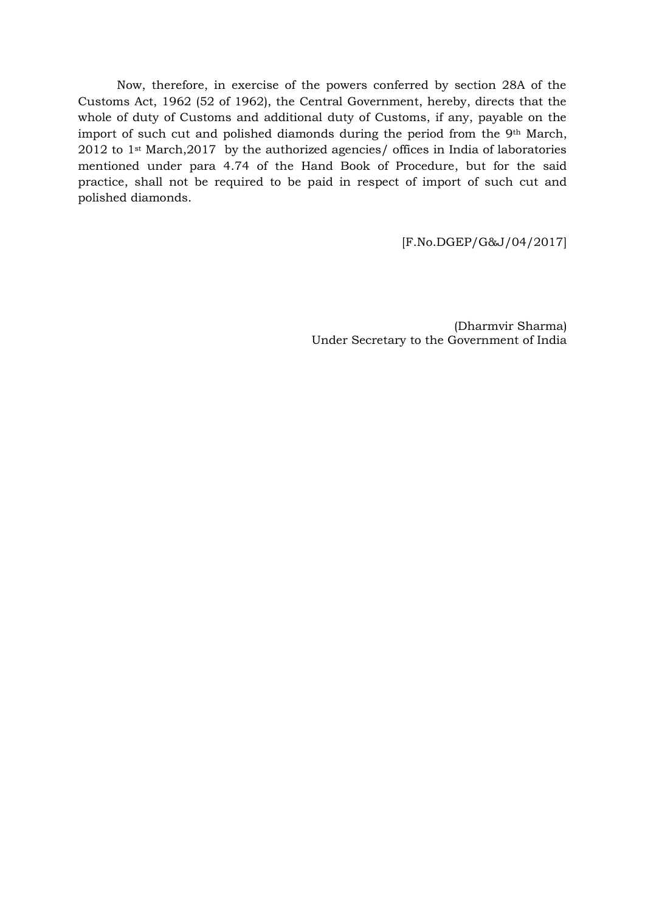Now, therefore, in exercise of the powers conferred by section 28A of the Customs Act, 1962 (52 of 1962), the Central Government, hereby, directs that the whole of duty of Customs and additional duty of Customs, if any, payable on the import of such cut and polished diamonds during the period from the 9th March, 2012 to 1st March,2017 by the authorized agencies/ offices in India of laboratories mentioned under para 4.74 of the Hand Book of Procedure, but for the said practice, shall not be required to be paid in respect of import of such cut and polished diamonds.

[F.No.DGEP/G&J/04/2017]

(Dharmvir Sharma)
Under Secretary to the Government of India